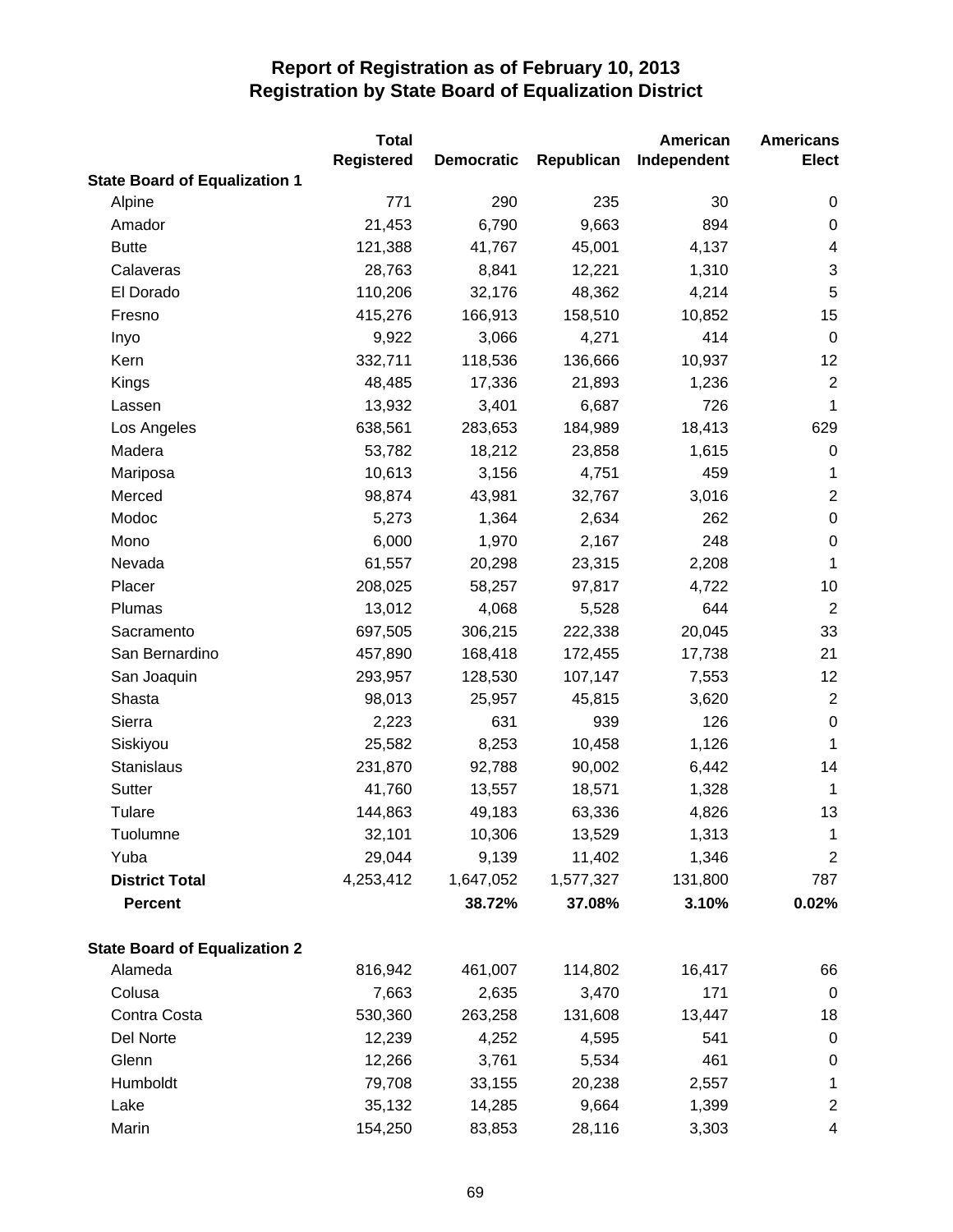# Report of Registration as of February 10, 2013
## Registration by State Board of Equalization District

| | Total Registered | Democratic | Republican | American Independent | Americans Elect |
|---|---|---|---|---|---|
| **State Board of Equalization 1** | | | | | |
| Alpine | 771 | 290 | 235 | 30 | 0 |
| Amador | 21,453 | 6,790 | 9,663 | 894 | 0 |
| Butte | 121,388 | 41,767 | 45,001 | 4,137 | 4 |
| Calaveras | 28,763 | 8,841 | 12,221 | 1,310 | 3 |
| El Dorado | 110,206 | 32,176 | 48,362 | 4,214 | 5 |
| Fresno | 415,276 | 166,913 | 158,510 | 10,852 | 15 |
| Inyo | 9,922 | 3,066 | 4,271 | 414 | 0 |
| Kern | 332,711 | 118,536 | 136,666 | 10,937 | 12 |
| Kings | 48,485 | 17,336 | 21,893 | 1,236 | 2 |
| Lassen | 13,932 | 3,401 | 6,687 | 726 | 1 |
| Los Angeles | 638,561 | 283,653 | 184,989 | 18,413 | 629 |
| Madera | 53,782 | 18,212 | 23,858 | 1,615 | 0 |
| Mariposa | 10,613 | 3,156 | 4,751 | 459 | 1 |
| Merced | 98,874 | 43,981 | 32,767 | 3,016 | 2 |
| Modoc | 5,273 | 1,364 | 2,634 | 262 | 0 |
| Mono | 6,000 | 1,970 | 2,167 | 248 | 0 |
| Nevada | 61,557 | 20,298 | 23,315 | 2,208 | 1 |
| Placer | 208,025 | 58,257 | 97,817 | 4,722 | 10 |
| Plumas | 13,012 | 4,068 | 5,528 | 644 | 2 |
| Sacramento | 697,505 | 306,215 | 222,338 | 20,045 | 33 |
| San Bernardino | 457,890 | 168,418 | 172,455 | 17,738 | 21 |
| San Joaquin | 293,957 | 128,530 | 107,147 | 7,553 | 12 |
| Shasta | 98,013 | 25,957 | 45,815 | 3,620 | 2 |
| Sierra | 2,223 | 631 | 939 | 126 | 0 |
| Siskiyou | 25,582 | 8,253 | 10,458 | 1,126 | 1 |
| Stanislaus | 231,870 | 92,788 | 90,002 | 6,442 | 14 |
| Sutter | 41,760 | 13,557 | 18,571 | 1,328 | 1 |
| Tulare | 144,863 | 49,183 | 63,336 | 4,826 | 13 |
| Tuolumne | 32,101 | 10,306 | 13,529 | 1,313 | 1 |
| Yuba | 29,044 | 9,139 | 11,402 | 1,346 | 2 |
| **District Total** | 4,253,412 | 1,647,052 | 1,577,327 | 131,800 | 787 |
| **Percent** | | **38.72%** | **37.08%** | **3.10%** | **0.02%** |
| **State Board of Equalization 2** | | | | | |
| Alameda | 816,942 | 461,007 | 114,802 | 16,417 | 66 |
| Colusa | 7,663 | 2,635 | 3,470 | 171 | 0 |
| Contra Costa | 530,360 | 263,258 | 131,608 | 13,447 | 18 |
| Del Norte | 12,239 | 4,252 | 4,595 | 541 | 0 |
| Glenn | 12,266 | 3,761 | 5,534 | 461 | 0 |
| Humboldt | 79,708 | 33,155 | 20,238 | 2,557 | 1 |
| Lake | 35,132 | 14,285 | 9,664 | 1,399 | 2 |
| Marin | 154,250 | 83,853 | 28,116 | 3,303 | 4 |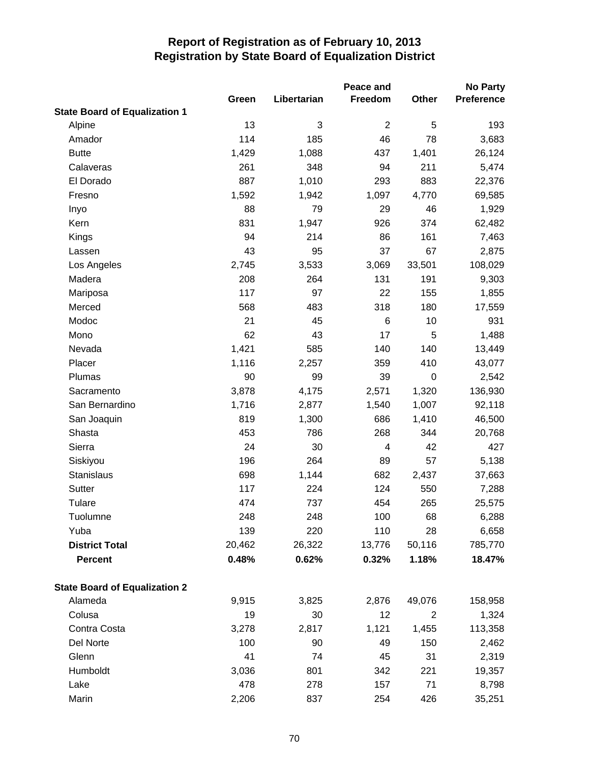# Report of Registration as of February 10, 2013
## Registration by State Board of Equalization District

| | Green | Libertarian | Peace and Freedom | Other | No Party Preference |
|---|---|---|---|---|---|
| **State Board of Equalization 1** | | | | | |
| Alpine | 13 | 3 | 2 | 5 | 193 |
| Amador | 114 | 185 | 46 | 78 | 3,683 |
| Butte | 1,429 | 1,088 | 437 | 1,401 | 26,124 |
| Calaveras | 261 | 348 | 94 | 211 | 5,474 |
| El Dorado | 887 | 1,010 | 293 | 883 | 22,376 |
| Fresno | 1,592 | 1,942 | 1,097 | 4,770 | 69,585 |
| Inyo | 88 | 79 | 29 | 46 | 1,929 |
| Kern | 831 | 1,947 | 926 | 374 | 62,482 |
| Kings | 94 | 214 | 86 | 161 | 7,463 |
| Lassen | 43 | 95 | 37 | 67 | 2,875 |
| Los Angeles | 2,745 | 3,533 | 3,069 | 33,501 | 108,029 |
| Madera | 208 | 264 | 131 | 191 | 9,303 |
| Mariposa | 117 | 97 | 22 | 155 | 1,855 |
| Merced | 568 | 483 | 318 | 180 | 17,559 |
| Modoc | 21 | 45 | 6 | 10 | 931 |
| Mono | 62 | 43 | 17 | 5 | 1,488 |
| Nevada | 1,421 | 585 | 140 | 140 | 13,449 |
| Placer | 1,116 | 2,257 | 359 | 410 | 43,077 |
| Plumas | 90 | 99 | 39 | 0 | 2,542 |
| Sacramento | 3,878 | 4,175 | 2,571 | 1,320 | 136,930 |
| San Bernardino | 1,716 | 2,877 | 1,540 | 1,007 | 92,118 |
| San Joaquin | 819 | 1,300 | 686 | 1,410 | 46,500 |
| Shasta | 453 | 786 | 268 | 344 | 20,768 |
| Sierra | 24 | 30 | 4 | 42 | 427 |
| Siskiyou | 196 | 264 | 89 | 57 | 5,138 |
| Stanislaus | 698 | 1,144 | 682 | 2,437 | 37,663 |
| Sutter | 117 | 224 | 124 | 550 | 7,288 |
| Tulare | 474 | 737 | 454 | 265 | 25,575 |
| Tuolumne | 248 | 248 | 100 | 68 | 6,288 |
| Yuba | 139 | 220 | 110 | 28 | 6,658 |
| **District Total** | 20,462 | 26,322 | 13,776 | 50,116 | 785,770 |
| **Percent** | **0.48%** | **0.62%** | **0.32%** | **1.18%** | **18.47%** |
| **State Board of Equalization 2** | | | | | |
| Alameda | 9,915 | 3,825 | 2,876 | 49,076 | 158,958 |
| Colusa | 19 | 30 | 12 | 2 | 1,324 |
| Contra Costa | 3,278 | 2,817 | 1,121 | 1,455 | 113,358 |
| Del Norte | 100 | 90 | 49 | 150 | 2,462 |
| Glenn | 41 | 74 | 45 | 31 | 2,319 |
| Humboldt | 3,036 | 801 | 342 | 221 | 19,357 |
| Lake | 478 | 278 | 157 | 71 | 8,798 |
| Marin | 2,206 | 837 | 254 | 426 | 35,251 |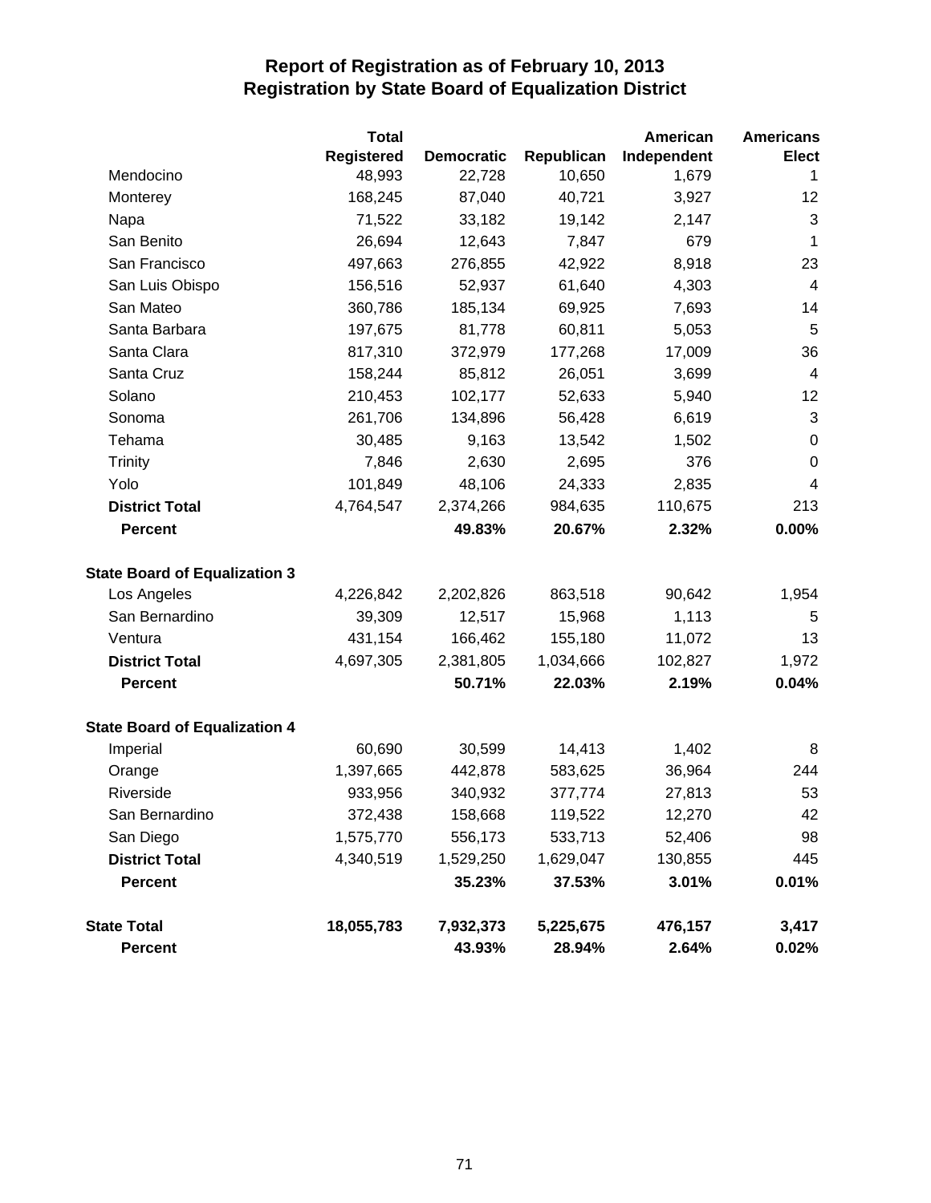# Report of Registration as of February 10, 2013
## Registration by State Board of Equalization District

| | Total Registered | Democratic | Republican | American Independent | Americans Elect |
|---|---|---|---|---|---|
| Mendocino | 48,993 | 22,728 | 10,650 | 1,679 | 1 |
| Monterey | 168,245 | 87,040 | 40,721 | 3,927 | 12 |
| Napa | 71,522 | 33,182 | 19,142 | 2,147 | 3 |
| San Benito | 26,694 | 12,643 | 7,847 | 679 | 1 |
| San Francisco | 497,663 | 276,855 | 42,922 | 8,918 | 23 |
| San Luis Obispo | 156,516 | 52,937 | 61,640 | 4,303 | 4 |
| San Mateo | 360,786 | 185,134 | 69,925 | 7,693 | 14 |
| Santa Barbara | 197,675 | 81,778 | 60,811 | 5,053 | 5 |
| Santa Clara | 817,310 | 372,979 | 177,268 | 17,009 | 36 |
| Santa Cruz | 158,244 | 85,812 | 26,051 | 3,699 | 4 |
| Solano | 210,453 | 102,177 | 52,633 | 5,940 | 12 |
| Sonoma | 261,706 | 134,896 | 56,428 | 6,619 | 3 |
| Tehama | 30,485 | 9,163 | 13,542 | 1,502 | 0 |
| Trinity | 7,846 | 2,630 | 2,695 | 376 | 0 |
| Yolo | 101,849 | 48,106 | 24,333 | 2,835 | 4 |
| **District Total** | 4,764,547 | 2,374,266 | 984,635 | 110,675 | 213 |
| **Percent** | | **49.83%** | **20.67%** | **2.32%** | **0.00%** |
| **State Board of Equalization 3** | | | | | |
| Los Angeles | 4,226,842 | 2,202,826 | 863,518 | 90,642 | 1,954 |
| San Bernardino | 39,309 | 12,517 | 15,968 | 1,113 | 5 |
| Ventura | 431,154 | 166,462 | 155,180 | 11,072 | 13 |
| **District Total** | 4,697,305 | 2,381,805 | 1,034,666 | 102,827 | 1,972 |
| **Percent** | | **50.71%** | **22.03%** | **2.19%** | **0.04%** |
| **State Board of Equalization 4** | | | | | |
| Imperial | 60,690 | 30,599 | 14,413 | 1,402 | 8 |
| Orange | 1,397,665 | 442,878 | 583,625 | 36,964 | 244 |
| Riverside | 933,956 | 340,932 | 377,774 | 27,813 | 53 |
| San Bernardino | 372,438 | 158,668 | 119,522 | 12,270 | 42 |
| San Diego | 1,575,770 | 556,173 | 533,713 | 52,406 | 98 |
| **District Total** | 4,340,519 | 1,529,250 | 1,629,047 | 130,855 | 445 |
| **Percent** | | **35.23%** | **37.53%** | **3.01%** | **0.01%** |
| **State Total** | **18,055,783** | **7,932,373** | **5,225,675** | **476,157** | **3,417** |
| **Percent** | | **43.93%** | **28.94%** | **2.64%** | **0.02%** |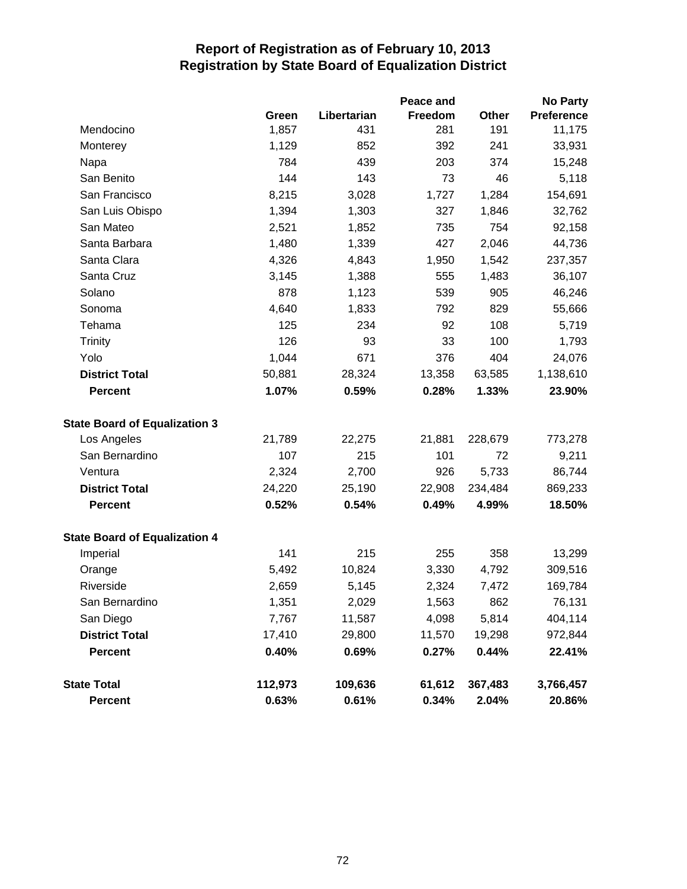# Report of Registration as of February 10, 2013
## Registration by State Board of Equalization District

| | Green | Libertarian | Peace and Freedom | Other | No Party Preference |
|---|---|---|---|---|---|
| Mendocino | 1,857 | 431 | 281 | 191 | 11,175 |
| Monterey | 1,129 | 852 | 392 | 241 | 33,931 |
| Napa | 784 | 439 | 203 | 374 | 15,248 |
| San Benito | 144 | 143 | 73 | 46 | 5,118 |
| San Francisco | 8,215 | 3,028 | 1,727 | 1,284 | 154,691 |
| San Luis Obispo | 1,394 | 1,303 | 327 | 1,846 | 32,762 |
| San Mateo | 2,521 | 1,852 | 735 | 754 | 92,158 |
| Santa Barbara | 1,480 | 1,339 | 427 | 2,046 | 44,736 |
| Santa Clara | 4,326 | 4,843 | 1,950 | 1,542 | 237,357 |
| Santa Cruz | 3,145 | 1,388 | 555 | 1,483 | 36,107 |
| Solano | 878 | 1,123 | 539 | 905 | 46,246 |
| Sonoma | 4,640 | 1,833 | 792 | 829 | 55,666 |
| Tehama | 125 | 234 | 92 | 108 | 5,719 |
| Trinity | 126 | 93 | 33 | 100 | 1,793 |
| Yolo | 1,044 | 671 | 376 | 404 | 24,076 |
| **District Total** | **50,881** | **28,324** | **13,358** | **63,585** | **1,138,610** |
| **Percent** | **1.07%** | **0.59%** | **0.28%** | **1.33%** | **23.90%** |
| **State Board of Equalization 3** | | | | | |
| Los Angeles | 21,789 | 22,275 | 21,881 | 228,679 | 773,278 |
| San Bernardino | 107 | 215 | 101 | 72 | 9,211 |
| Ventura | 2,324 | 2,700 | 926 | 5,733 | 86,744 |
| **District Total** | **24,220** | **25,190** | **22,908** | **234,484** | **869,233** |
| **Percent** | **0.52%** | **0.54%** | **0.49%** | **4.99%** | **18.50%** |
| **State Board of Equalization 4** | | | | | |
| Imperial | 141 | 215 | 255 | 358 | 13,299 |
| Orange | 5,492 | 10,824 | 3,330 | 4,792 | 309,516 |
| Riverside | 2,659 | 5,145 | 2,324 | 7,472 | 169,784 |
| San Bernardino | 1,351 | 2,029 | 1,563 | 862 | 76,131 |
| San Diego | 7,767 | 11,587 | 4,098 | 5,814 | 404,114 |
| **District Total** | **17,410** | **29,800** | **11,570** | **19,298** | **972,844** |
| **Percent** | **0.40%** | **0.69%** | **0.27%** | **0.44%** | **22.41%** |
| **State Total** | **112,973** | **109,636** | **61,612** | **367,483** | **3,766,457** |
| **Percent** | **0.63%** | **0.61%** | **0.34%** | **2.04%** | **20.86%** |